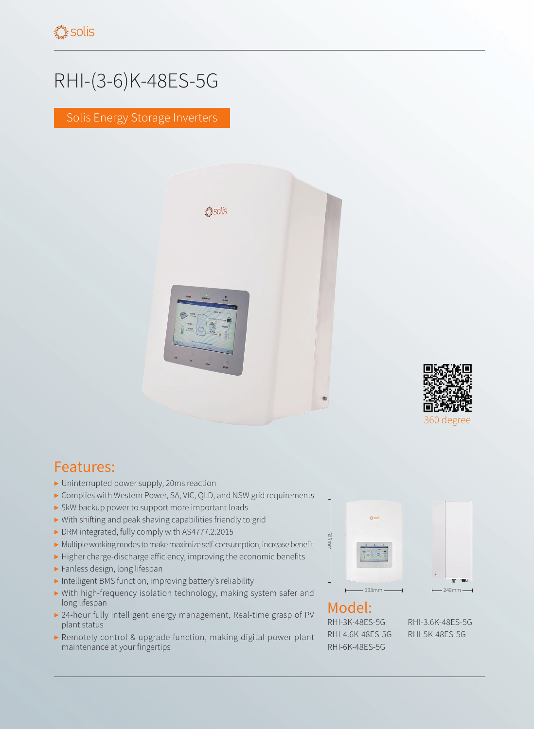solis

# RHI-(3-6)K-48ES-5G

Solis Energy Storage Inverters

360 degree

## Features:

- Uninterrupted power supply, 20ms reaction
- Complies with Western Power, SA, VIC, QLD, and NSW grid requirements
- 5kW backup power to support more important loads
- With shifting and peak shaving capabilities friendly to grid
- DRM integrated, fully comply with AS4777.2:2015
- Multiple working modes to make maximize self-consumption, increase benefit
- Higher charge-discharge efficiency, improving the economic benefits
- Fanless design, long lifespan
- Intelligent BMS function, improving battery's reliability
- With high-frequency isolation technology, making system safer and long lifespan
- 24-hour fully intelligent energy management, Real-time grasp of PV plant status
- Remotely control & upgrade function, making digital power plant maintenance at your fingertips

505mm

333mm

249mm

## Model:

RHI-3K-48ES-5G

RHI-3.6K-48ES-5G

RHI-4.6K-48ES-5G

RHI-5K-48ES-5G

RHI-6K-48ES-5G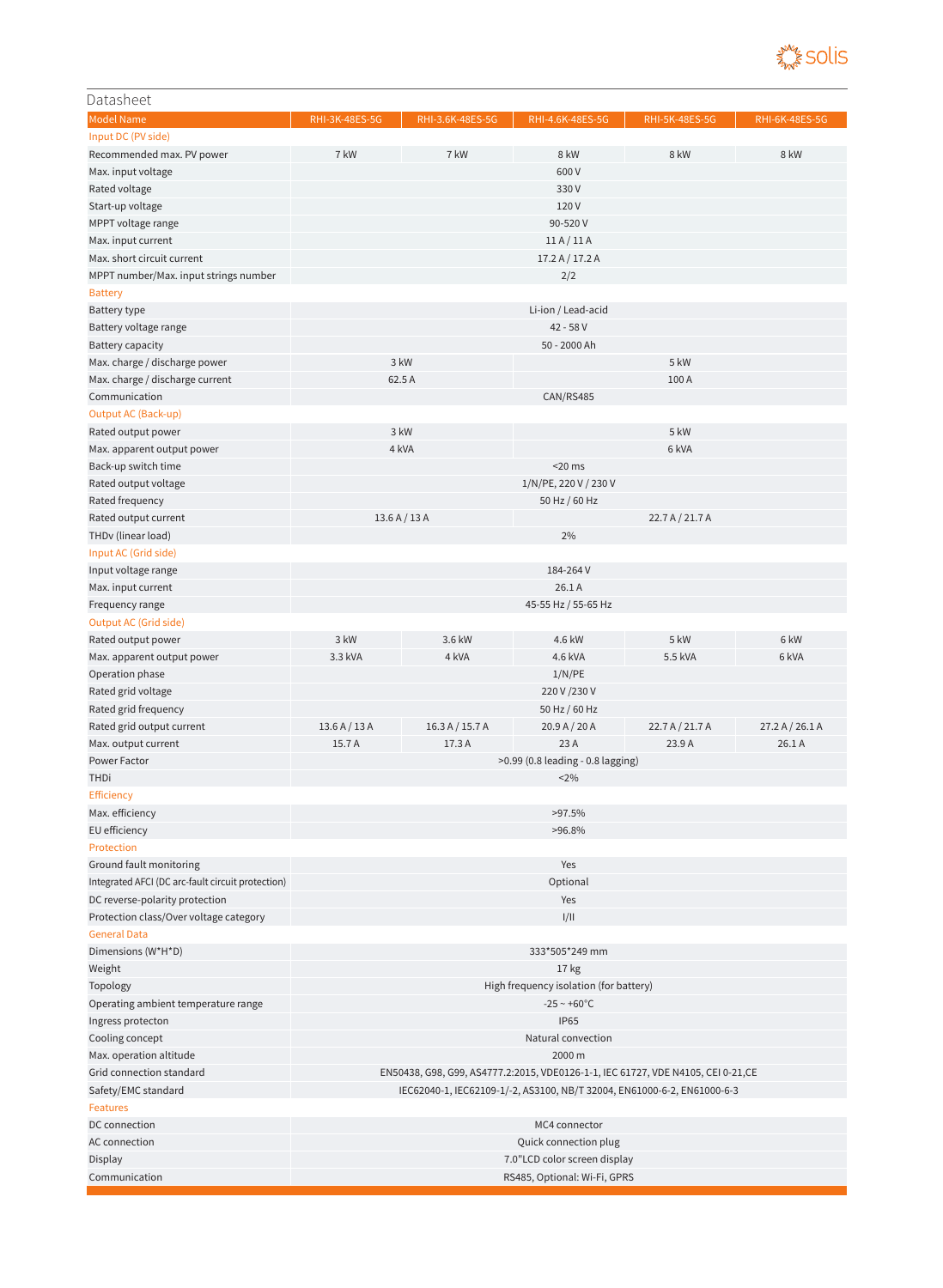## Datasheet

| Model Name | RHI-3K-48ES-5G | RHI-3.6K-48ES-5G | RHI-4.6K-48ES-5G | RHI-5K-48ES-5G | RHI-6K-48ES-5G |
|---|---|---|---|---|---|
| **Input DC (PV side)** | | | | | |
| Recommended max. PV power | 7 kW | 7 kW | 8 kW | 8 kW | 8 kW |
| Max. input voltage | 600 V | | | | |
| Rated voltage | 330 V | | | | |
| Start-up voltage | 120 V | | | | |
| MPPT voltage range | 90-520 V | | | | |
| Max. input current | 11 A / 11 A | | | | |
| Max. short circuit current | 17.2 A / 17.2 A | | | | |
| MPPT number/Max. input strings number | 2/2 | | | | |
| **Battery** | | | | | |
| Battery type | Li-ion / Lead-acid | | | | |
| Battery voltage range | 42 - 58 V | | | | |
| Battery capacity | 50 - 2000 Ah | | | | |
| Max. charge / discharge power | 3 kW | | 5 kW | | |
| Max. charge / discharge current | 62.5 A | | 100 A | | |
| Communication | CAN/RS485 | | | | |
| **Output AC (Back-up)** | | | | | |
| Rated output power | 3 kW | | 5 kW | | |
| Max. apparent output power | 4 kVA | | 6 kVA | | |
| Back-up switch time | <20 ms | | | | |
| Rated output voltage | 1/N/PE, 220 V / 230 V | | | | |
| Rated frequency | 50 Hz / 60 Hz | | | | |
| Rated output current | 13.6 A / 13 A | | 22.7 A / 21.7 A | | |
| THDv (linear load) | 2% | | | | |
| **Input AC (Grid side)** | | | | | |
| Input voltage range | 184-264 V | | | | |
| Max. input current | 26.1 A | | | | |
| Frequency range | 45-55 Hz / 55-65 Hz | | | | |
| **Output AC (Grid side)** | | | | | |
| Rated output power | 3 kW | 3.6 kW | 4.6 kW | 5 kW | 6 kW |
| Max. apparent output power | 3.3 kVA | 4 kVA | 4.6 kVA | 5.5 kVA | 6 kVA |
| Operation phase | 1/N/PE | | | | |
| Rated grid voltage | 220 V /230 V | | | | |
| Rated grid frequency | 50 Hz / 60 Hz | | | | |
| Rated grid output current | 13.6 A / 13 A | 16.3 A / 15.7 A | 20.9 A / 20 A | 22.7 A / 21.7 A | 27.2 A / 26.1 A |
| Max. output current | 15.7 A | 17.3 A | 23 A | 23.9 A | 26.1 A |
| Power Factor | >0.99 (0.8 leading - 0.8 lagging) | | | | |
| THDi | <2% | | | | |
| **Efficiency** | | | | | |
| Max. efficiency | >97.5% | | | | |
| EU efficiency | >96.8% | | | | |
| **Protection** | | | | | |
| Ground fault monitoring | Yes | | | | |
| Integrated AFCI (DC arc-fault circuit protection) | Optional | | | | |
| DC reverse-polarity protection | Yes | | | | |
| Protection class/Over voltage category | I/II | | | | |
| **General Data** | | | | | |
| Dimensions (W*H*D) | 333*505*249 mm | | | | |
| Weight | 17 kg | | | | |
| Topology | High frequency isolation (for battery) | | | | |
| Operating ambient temperature range | -25 ~ +60°C | | | | |
| Ingress protecton | IP65 | | | | |
| Cooling concept | Natural convection | | | | |
| Max. operation altitude | 2000 m | | | | |
| Grid connection standard | EN50438, G98, G99, AS4777.2:2015, VDE0126-1-1, IEC 61727, VDE N4105, CEI 0-21,CE | | | | |
| Safety/EMC standard | IEC62040-1, IEC62109-1/-2, AS3100, NB/T 32004, EN61000-6-2, EN61000-6-3 | | | | |
| **Features** | | | | | |
| DC connection | MC4 connector | | | | |
| AC connection | Quick connection plug | | | | |
| Display | 7.0"LCD color screen display | | | | |
| Communication | RS485, Optional: Wi-Fi, GPRS | | | | |